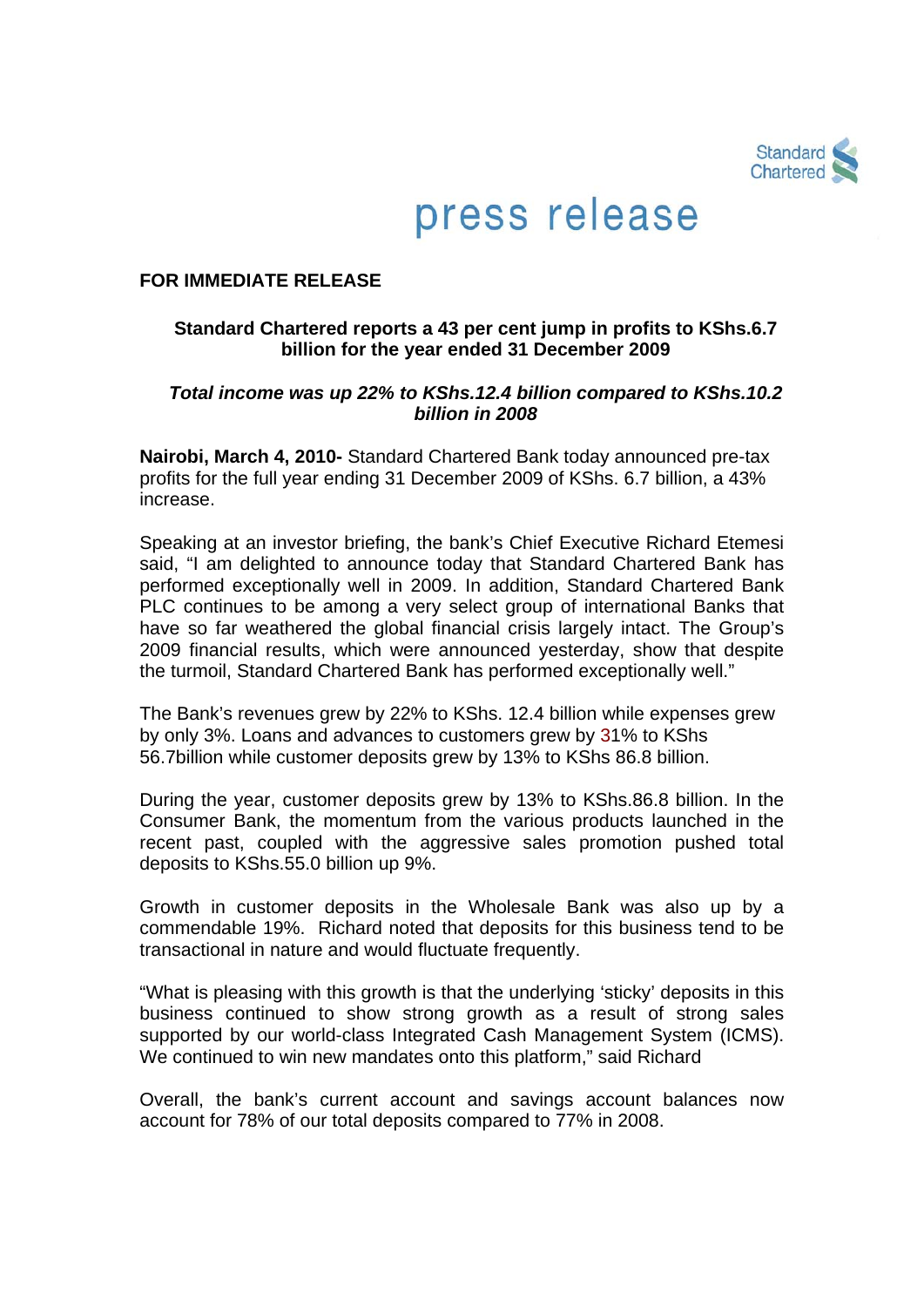# press release

**FOR IMMEDIATE RELEASE**

**Standard Chartered reports a 43 per cent jump in profits to KShs.6.7 billion for the year ended 31 December 2009**

***Total income was up 22% to KShs.12.4 billion compared to KShs.10.2 billion in 2008***

**Nairobi, March 4, 2010-** Standard Chartered Bank today announced pre-tax profits for the full year ending 31 December 2009 of KShs. 6.7 billion, a 43% increase.

Speaking at an investor briefing, the bank's Chief Executive Richard Etemesi said, "I am delighted to announce today that Standard Chartered Bank has performed exceptionally well in 2009. In addition, Standard Chartered Bank PLC continues to be among a very select group of international Banks that have so far weathered the global financial crisis largely intact. The Group's 2009 financial results, which were announced yesterday, show that despite the turmoil, Standard Chartered Bank has performed exceptionally well."

The Bank's revenues grew by 22% to KShs. 12.4 billion while expenses grew by only 3%. Loans and advances to customers grew by 31% to KShs 56.7billion while customer deposits grew by 13% to KShs 86.8 billion.

During the year, customer deposits grew by 13% to KShs.86.8 billion. In the Consumer Bank, the momentum from the various products launched in the recent past, coupled with the aggressive sales promotion pushed total deposits to KShs.55.0 billion up 9%.

Growth in customer deposits in the Wholesale Bank was also up by a commendable 19%. Richard noted that deposits for this business tend to be transactional in nature and would fluctuate frequently.

"What is pleasing with this growth is that the underlying 'sticky' deposits in this business continued to show strong growth as a result of strong sales supported by our world-class Integrated Cash Management System (ICMS). We continued to win new mandates onto this platform," said Richard

Overall, the bank's current account and savings account balances now account for 78% of our total deposits compared to 77% in 2008.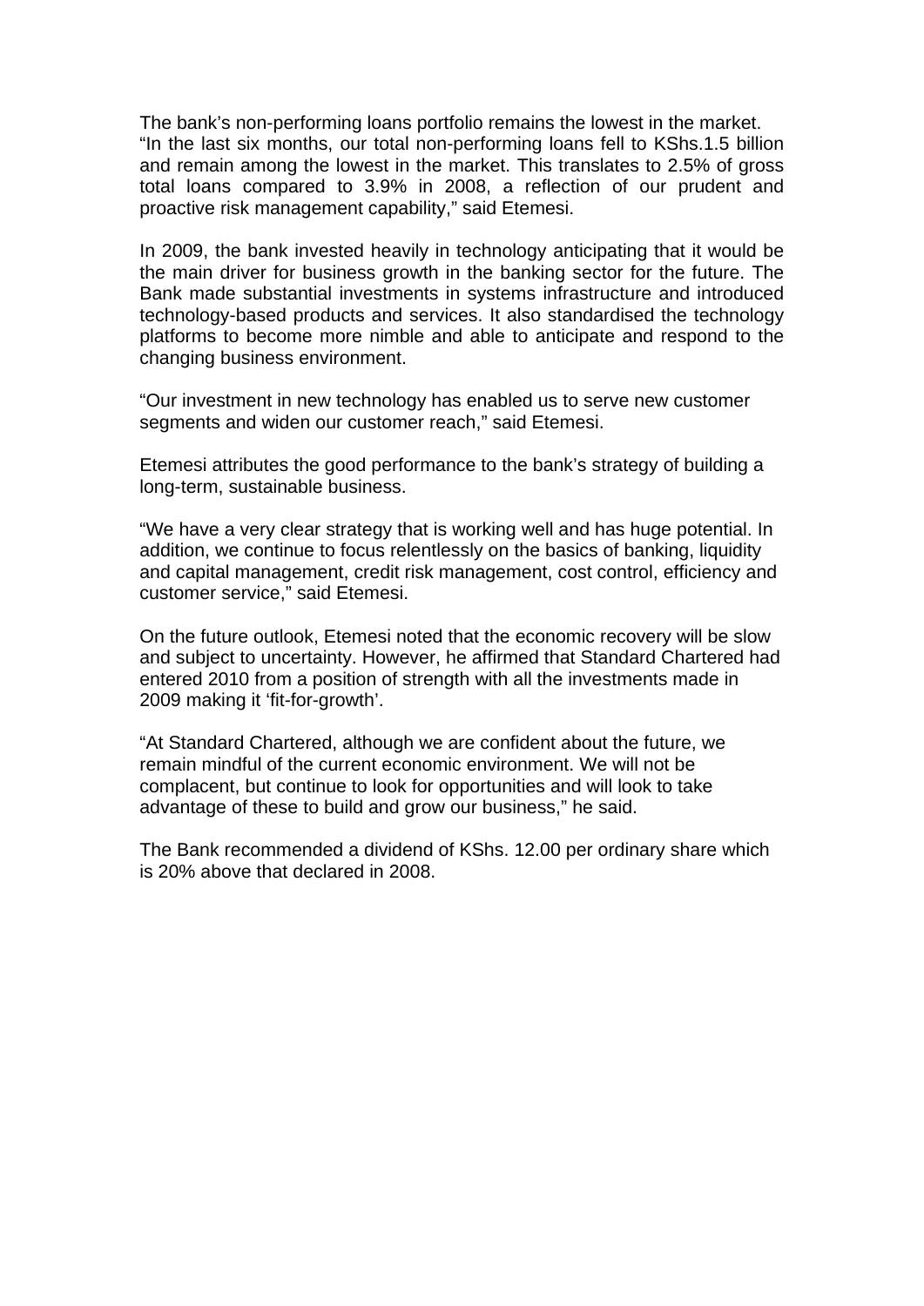The bank's non-performing loans portfolio remains the lowest in the market. "In the last six months, our total non-performing loans fell to KShs.1.5 billion and remain among the lowest in the market. This translates to 2.5% of gross total loans compared to 3.9% in 2008, a reflection of our prudent and proactive risk management capability," said Etemesi.

In 2009, the bank invested heavily in technology anticipating that it would be the main driver for business growth in the banking sector for the future. The Bank made substantial investments in systems infrastructure and introduced technology-based products and services. It also standardised the technology platforms to become more nimble and able to anticipate and respond to the changing business environment.

"Our investment in new technology has enabled us to serve new customer segments and widen our customer reach," said Etemesi.

Etemesi attributes the good performance to the bank's strategy of building a long-term, sustainable business.

"We have a very clear strategy that is working well and has huge potential. In addition, we continue to focus relentlessly on the basics of banking, liquidity and capital management, credit risk management, cost control, efficiency and customer service," said Etemesi.

On the future outlook, Etemesi noted that the economic recovery will be slow and subject to uncertainty. However, he affirmed that Standard Chartered had entered 2010 from a position of strength with all the investments made in 2009 making it 'fit-for-growth'.

"At Standard Chartered, although we are confident about the future, we remain mindful of the current economic environment. We will not be complacent, but continue to look for opportunities and will look to take advantage of these to build and grow our business," he said.

The Bank recommended a dividend of KShs. 12.00 per ordinary share which is 20% above that declared in 2008.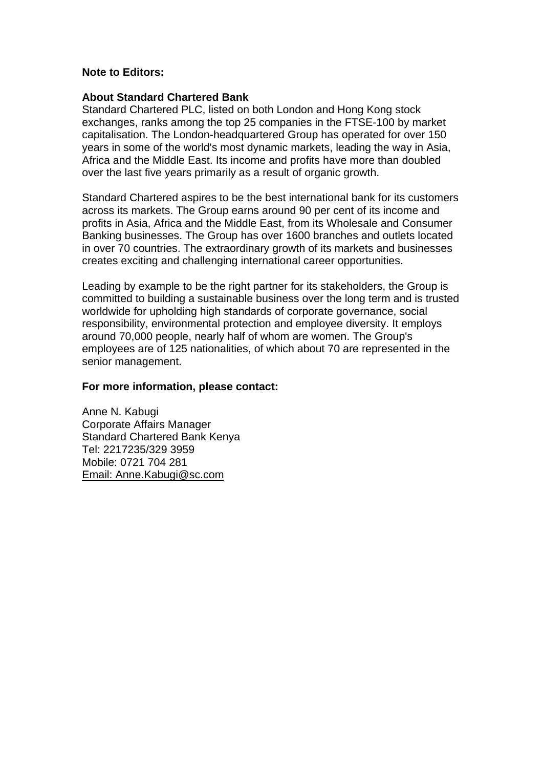**Note to Editors:**

**About Standard Chartered Bank**

Standard Chartered PLC, listed on both London and Hong Kong stock exchanges, ranks among the top 25 companies in the FTSE-100 by market capitalisation. The London-headquartered Group has operated for over 150 years in some of the world's most dynamic markets, leading the way in Asia, Africa and the Middle East. Its income and profits have more than doubled over the last five years primarily as a result of organic growth.

Standard Chartered aspires to be the best international bank for its customers across its markets. The Group earns around 90 per cent of its income and profits in Asia, Africa and the Middle East, from its Wholesale and Consumer Banking businesses. The Group has over 1600 branches and outlets located in over 70 countries. The extraordinary growth of its markets and businesses creates exciting and challenging international career opportunities.

Leading by example to be the right partner for its stakeholders, the Group is committed to building a sustainable business over the long term and is trusted worldwide for upholding high standards of corporate governance, social responsibility, environmental protection and employee diversity. It employs around 70,000 people, nearly half of whom are women. The Group's employees are of 125 nationalities, of which about 70 are represented in the senior management.

**For more information, please contact:**

Anne N. Kabugi
Corporate Affairs Manager
Standard Chartered Bank Kenya
Tel: 2217235/329 3959
Mobile: 0721 704 281
Email: Anne.Kabugi@sc.com